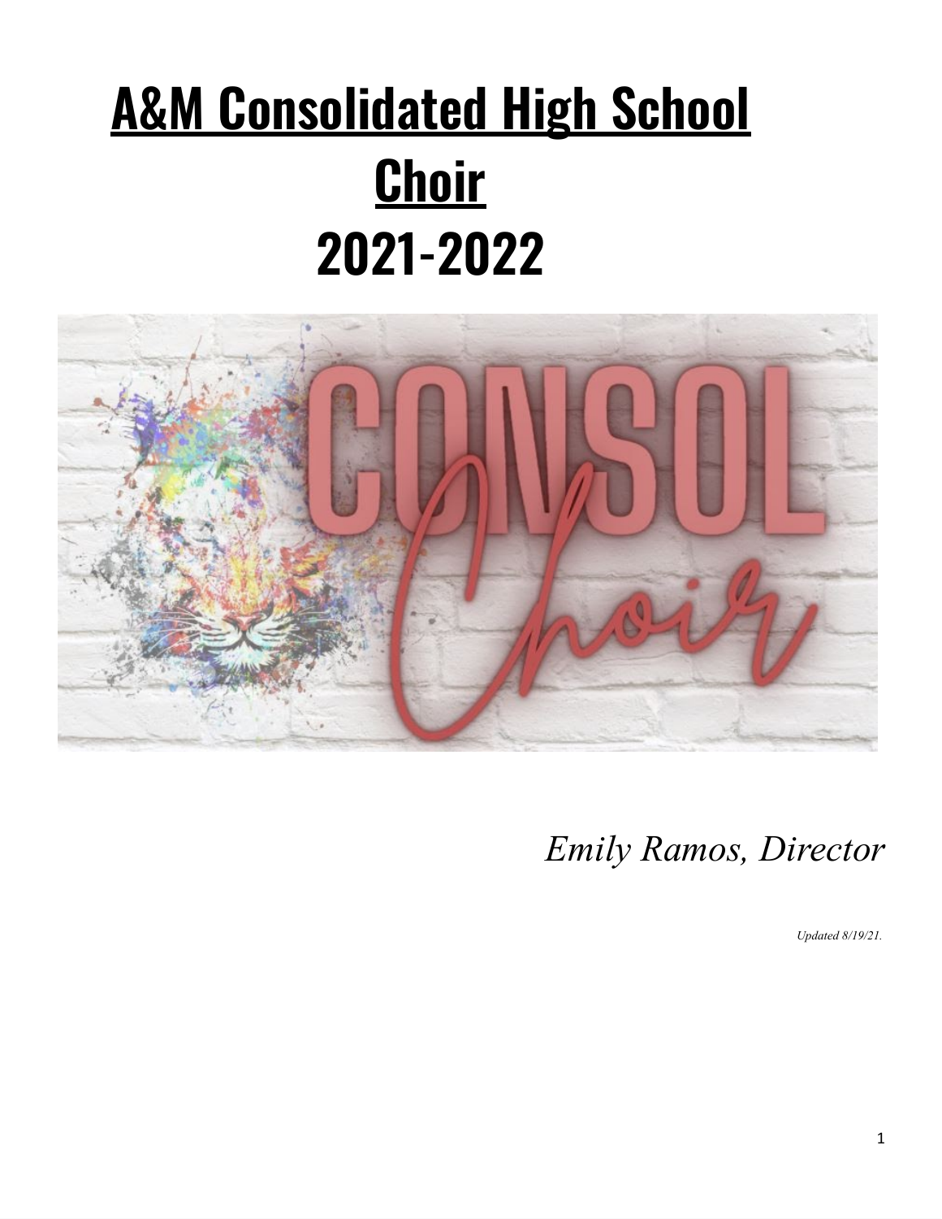# A&M Consolidated High School Choir 2021-2022

*Emily Ramos, Director*

*Updated 8/19/21.*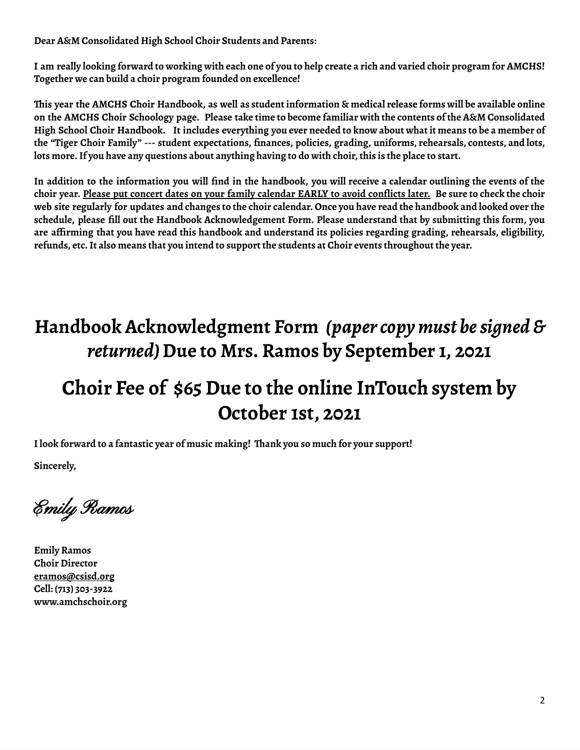**Dear A&M Consolidated High School Choir Students and Parents:**

**I am really looking forward to working with each one of you to help create a rich and varied choir program for AMCHS! Together we can build a choir program founded on excellence!**

**This year the AMCHS Choir Handbook, as well as student information & medical release forms will be available online on the AMCHS Choir Schoology page. Please take time to become familiar with the contents of the A&M Consolidated High School Choir Handbook. It includes everything you ever needed to know about what it means to be a member of the "Tiger Choir Family" --- student expectations, finances, policies, grading, uniforms, rehearsals, contests, and lots, lots more. If you have any questions about anything having to do with choir, this is the place to start.**

**In addition to the information you will find in the handbook, you will receive a calendar outlining the events of the choir year. <u>Please put concert dates on your family calendar EARLY to avoid conflicts later.</u> Be sure to check the choir web site regularly for updates and changes to the choir calendar. Once you have read the handbook and looked over the schedule, please fill out the Handbook Acknowledgement Form. Please understand that by submitting this form, you are affirming that you have read this handbook and understand its policies regarding grading, rehearsals, eligibility, refunds, etc. It also means that you intend to support the students at Choir events throughout the year.**

## Handbook Acknowledgment Form *(paper copy must be signed & returned)* Due to Mrs. Ramos by September 1, 2021

## Choir Fee of $65 Due to the online InTouch system by October 1st, 2021

**I look forward to a fantastic year of music making! Thank you so much for your support!**

**Sincerely,**

*Emily Ramos*

**Emily Ramos**
**Choir Director**
**eramos@csisd.org**
**Cell: (713) 303-3922**
**www.amchschoir.org**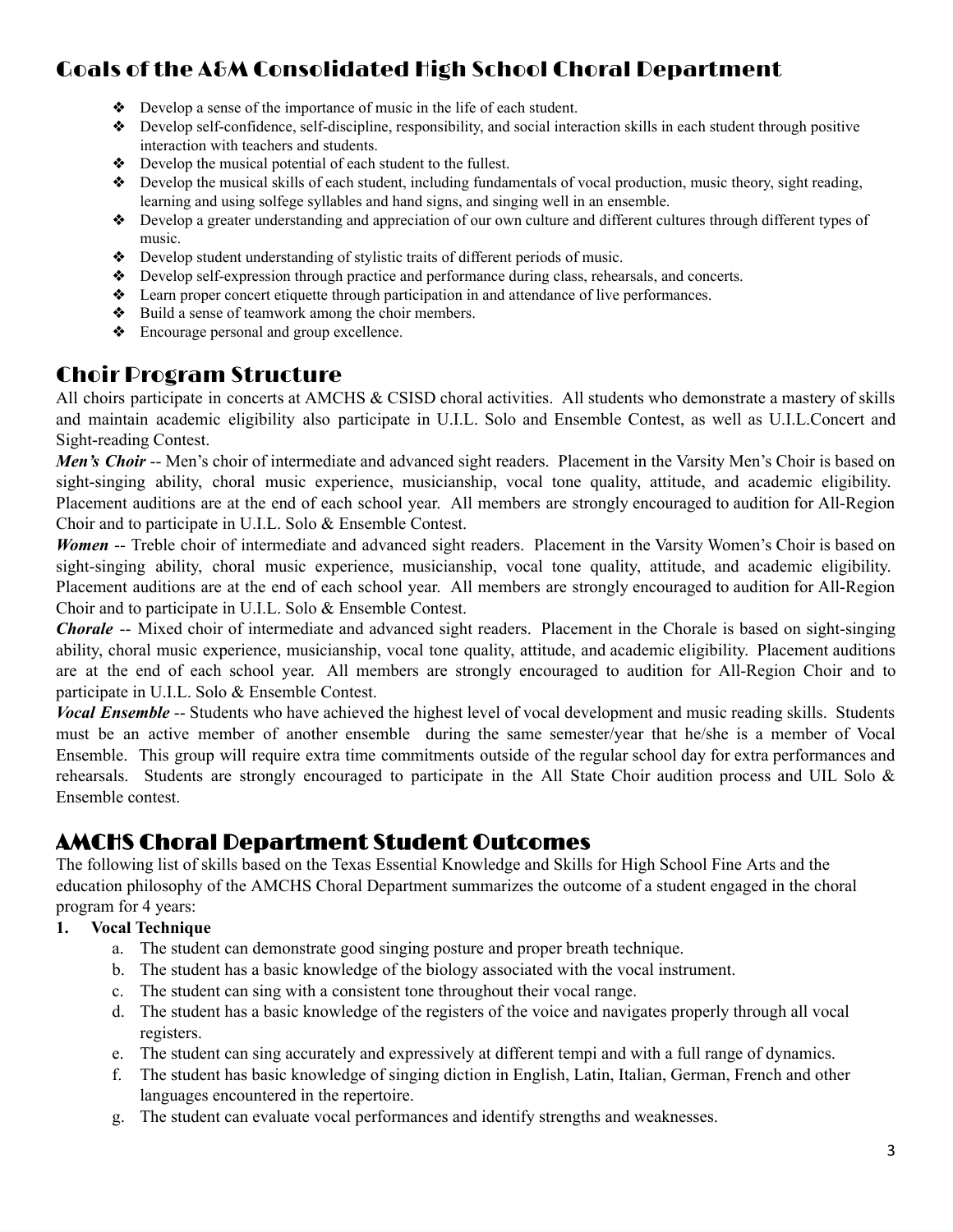## Goals of the A&M Consolidated High School Choral Department

- Develop a sense of the importance of music in the life of each student.
- Develop self-confidence, self-discipline, responsibility, and social interaction skills in each student through positive interaction with teachers and students.
- Develop the musical potential of each student to the fullest.
- Develop the musical skills of each student, including fundamentals of vocal production, music theory, sight reading, learning and using solfege syllables and hand signs, and singing well in an ensemble.
- Develop a greater understanding and appreciation of our own culture and different cultures through different types of music.
- Develop student understanding of stylistic traits of different periods of music.
- Develop self-expression through practice and performance during class, rehearsals, and concerts.
- Learn proper concert etiquette through participation in and attendance of live performances.
- Build a sense of teamwork among the choir members.
- Encourage personal and group excellence.

## Choir Program Structure

All choirs participate in concerts at AMCHS & CSISD choral activities. All students who demonstrate a mastery of skills and maintain academic eligibility also participate in U.I.L. Solo and Ensemble Contest, as well as U.I.L.Concert and Sight-reading Contest.

***Men's Choir*** -- Men's choir of intermediate and advanced sight readers. Placement in the Varsity Men's Choir is based on sight-singing ability, choral music experience, musicianship, vocal tone quality, attitude, and academic eligibility. Placement auditions are at the end of each school year. All members are strongly encouraged to audition for All-Region Choir and to participate in U.I.L. Solo & Ensemble Contest.

***Women*** -- Treble choir of intermediate and advanced sight readers. Placement in the Varsity Women's Choir is based on sight-singing ability, choral music experience, musicianship, vocal tone quality, attitude, and academic eligibility. Placement auditions are at the end of each school year. All members are strongly encouraged to audition for All-Region Choir and to participate in U.I.L. Solo & Ensemble Contest.

***Chorale*** -- Mixed choir of intermediate and advanced sight readers. Placement in the Chorale is based on sight-singing ability, choral music experience, musicianship, vocal tone quality, attitude, and academic eligibility. Placement auditions are at the end of each school year. All members are strongly encouraged to audition for All-Region Choir and to participate in U.I.L. Solo & Ensemble Contest.

***Vocal Ensemble*** -- Students who have achieved the highest level of vocal development and music reading skills. Students must be an active member of another ensemble during the same semester/year that he/she is a member of Vocal Ensemble. This group will require extra time commitments outside of the regular school day for extra performances and rehearsals. Students are strongly encouraged to participate in the All State Choir audition process and UIL Solo & Ensemble contest.

## AMCHS Choral Department Student Outcomes

The following list of skills based on the Texas Essential Knowledge and Skills for High School Fine Arts and the education philosophy of the AMCHS Choral Department summarizes the outcome of a student engaged in the choral program for 4 years:

1. **Vocal Technique**
   a. The student can demonstrate good singing posture and proper breath technique.
   b. The student has a basic knowledge of the biology associated with the vocal instrument.
   c. The student can sing with a consistent tone throughout their vocal range.
   d. The student has a basic knowledge of the registers of the voice and navigates properly through all vocal registers.
   e. The student can sing accurately and expressively at different tempi and with a full range of dynamics.
   f. The student has basic knowledge of singing diction in English, Latin, Italian, German, French and other languages encountered in the repertoire.
   g. The student can evaluate vocal performances and identify strengths and weaknesses.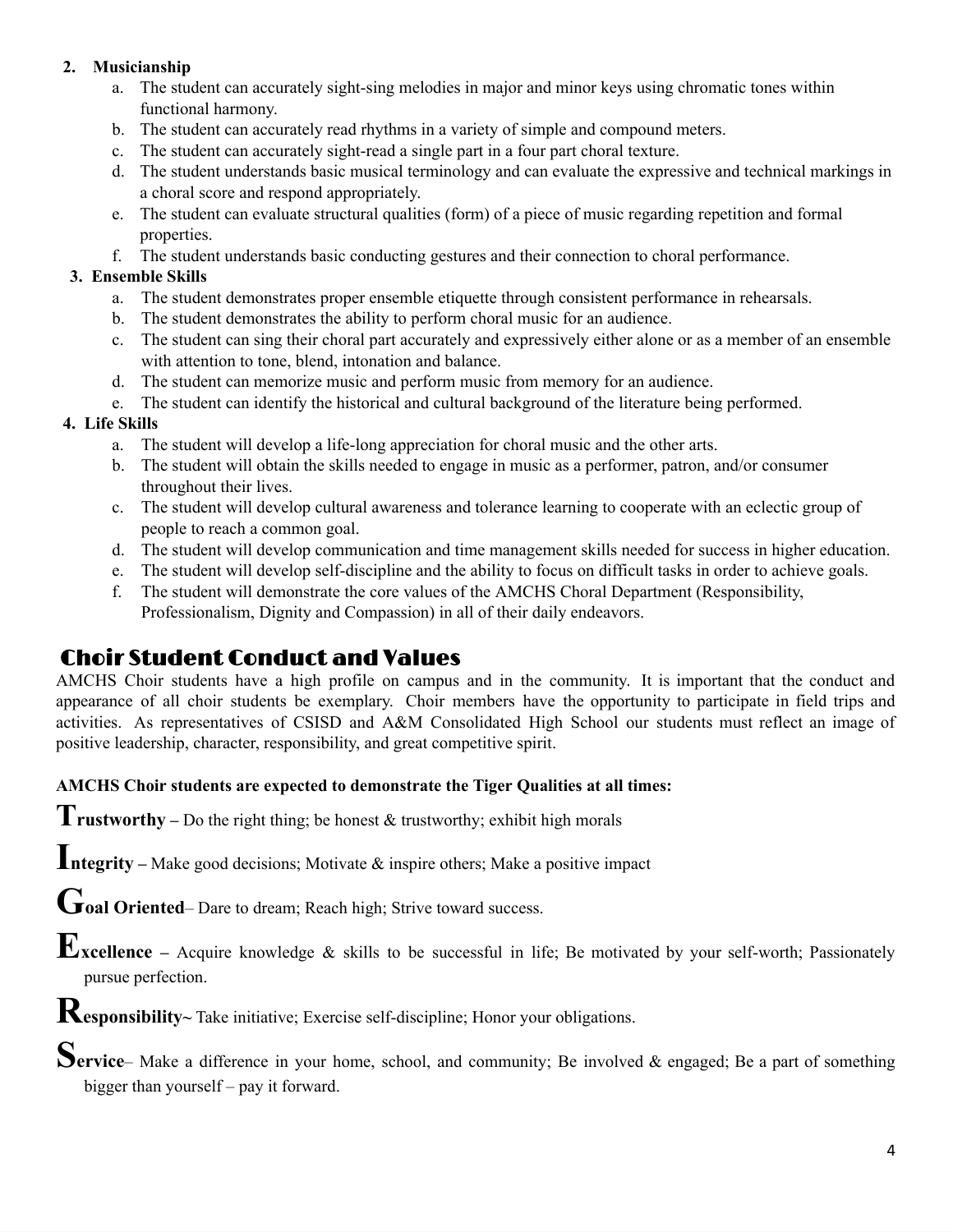2. **Musicianship**
    a. The student can accurately sight-sing melodies in major and minor keys using chromatic tones within functional harmony.
    b. The student can accurately read rhythms in a variety of simple and compound meters.
    c. The student can accurately sight-read a single part in a four part choral texture.
    d. The student understands basic musical terminology and can evaluate the expressive and technical markings in a choral score and respond appropriately.
    e. The student can evaluate structural qualities (form) of a piece of music regarding repetition and formal properties.
    f. The student understands basic conducting gestures and their connection to choral performance.
3. **Ensemble Skills**
    a. The student demonstrates proper ensemble etiquette through consistent performance in rehearsals.
    b. The student demonstrates the ability to perform choral music for an audience.
    c. The student can sing their choral part accurately and expressively either alone or as a member of an ensemble with attention to tone, blend, intonation and balance.
    d. The student can memorize music and perform music from memory for an audience.
    e. The student can identify the historical and cultural background of the literature being performed.
4. **Life Skills**
    a. The student will develop a life-long appreciation for choral music and the other arts.
    b. The student will obtain the skills needed to engage in music as a performer, patron, and/or consumer throughout their lives.
    c. The student will develop cultural awareness and tolerance learning to cooperate with an eclectic group of people to reach a common goal.
    d. The student will develop communication and time management skills needed for success in higher education.
    e. The student will develop self-discipline and the ability to focus on difficult tasks in order to achieve goals.
    f. The student will demonstrate the core values of the AMCHS Choral Department (Responsibility, Professionalism, Dignity and Compassion) in all of their daily endeavors.

## Choir Student Conduct and Values

AMCHS Choir students have a high profile on campus and in the community. It is important that the conduct and appearance of all choir students be exemplary. Choir members have the opportunity to participate in field trips and activities. As representatives of CSISD and A&M Consolidated High School our students must reflect an image of positive leadership, character, responsibility, and great competitive spirit.

**AMCHS Choir students are expected to demonstrate the Tiger Qualities at all times:**

**Trustworthy –** Do the right thing; be honest & trustworthy; exhibit high morals

**Integrity –** Make good decisions; Motivate & inspire others; Make a positive impact

**Goal Oriented**– Dare to dream; Reach high; Strive toward success.

**Excellence –** Acquire knowledge & skills to be successful in life; Be motivated by your self-worth; Passionately pursue perfection.

**Responsibility~** Take initiative; Exercise self-discipline; Honor your obligations.

**Service**– Make a difference in your home, school, and community; Be involved & engaged; Be a part of something bigger than yourself – pay it forward.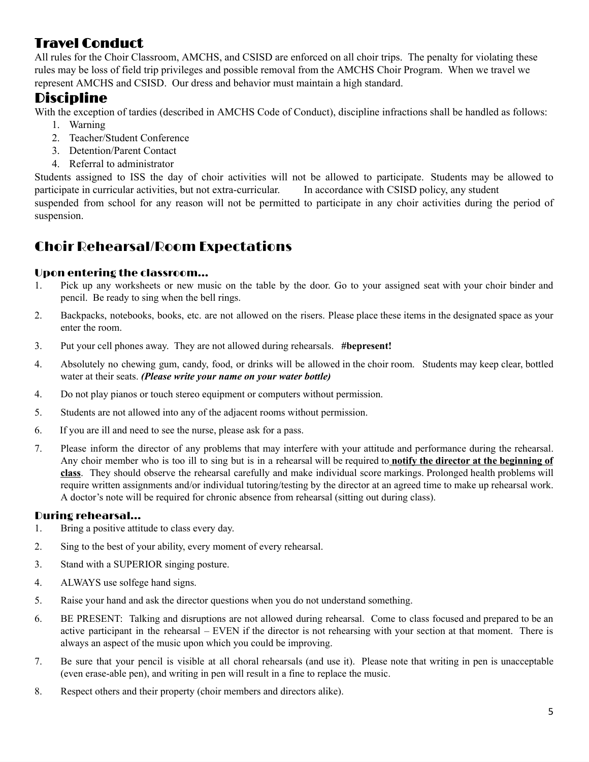## Travel Conduct

All rules for the Choir Classroom, AMCHS, and CSISD are enforced on all choir trips. The penalty for violating these rules may be loss of field trip privileges and possible removal from the AMCHS Choir Program. When we travel we represent AMCHS and CSISD. Our dress and behavior must maintain a high standard.

## Discipline

With the exception of tardies (described in AMCHS Code of Conduct), discipline infractions shall be handled as follows:

1. Warning
2. Teacher/Student Conference
3. Detention/Parent Contact
4. Referral to administrator

Students assigned to ISS the day of choir activities will not be allowed to participate. Students may be allowed to participate in curricular activities, but not extra-curricular. In accordance with CSISD policy, any student suspended from school for any reason will not be permitted to participate in any choir activities during the period of suspension.

## Choir Rehearsal/Room Expectations

### Upon entering the classroom…

1. Pick up any worksheets or new music on the table by the door. Go to your assigned seat with your choir binder and pencil. Be ready to sing when the bell rings.
2. Backpacks, notebooks, books, etc. are not allowed on the risers. Please place these items in the designated space as your enter the room.
3. Put your cell phones away. They are not allowed during rehearsals. **#bepresent!**
4. Absolutely no chewing gum, candy, food, or drinks will be allowed in the choir room. Students may keep clear, bottled water at their seats. ***(Please write your name on your water bottle)***
4. Do not play pianos or touch stereo equipment or computers without permission.
5. Students are not allowed into any of the adjacent rooms without permission.
6. If you are ill and need to see the nurse, please ask for a pass.
7. Please inform the director of any problems that may interfere with your attitude and performance during the rehearsal. Any choir member who is too ill to sing but is in a rehearsal will be required to **<u>notify the director at the beginning of class</u>**. They should observe the rehearsal carefully and make individual score markings. Prolonged health problems will require written assignments and/or individual tutoring/testing by the director at an agreed time to make up rehearsal work. A doctor's note will be required for chronic absence from rehearsal (sitting out during class).

### During rehearsal…

1. Bring a positive attitude to class every day.
2. Sing to the best of your ability, every moment of every rehearsal.
3. Stand with a SUPERIOR singing posture.
4. ALWAYS use solfege hand signs.
5. Raise your hand and ask the director questions when you do not understand something.
6. BE PRESENT: Talking and disruptions are not allowed during rehearsal. Come to class focused and prepared to be an active participant in the rehearsal – EVEN if the director is not rehearsing with your section at that moment. There is always an aspect of the music upon which you could be improving.
7. Be sure that your pencil is visible at all choral rehearsals (and use it). Please note that writing in pen is unacceptable (even erase-able pen), and writing in pen will result in a fine to replace the music.
8. Respect others and their property (choir members and directors alike).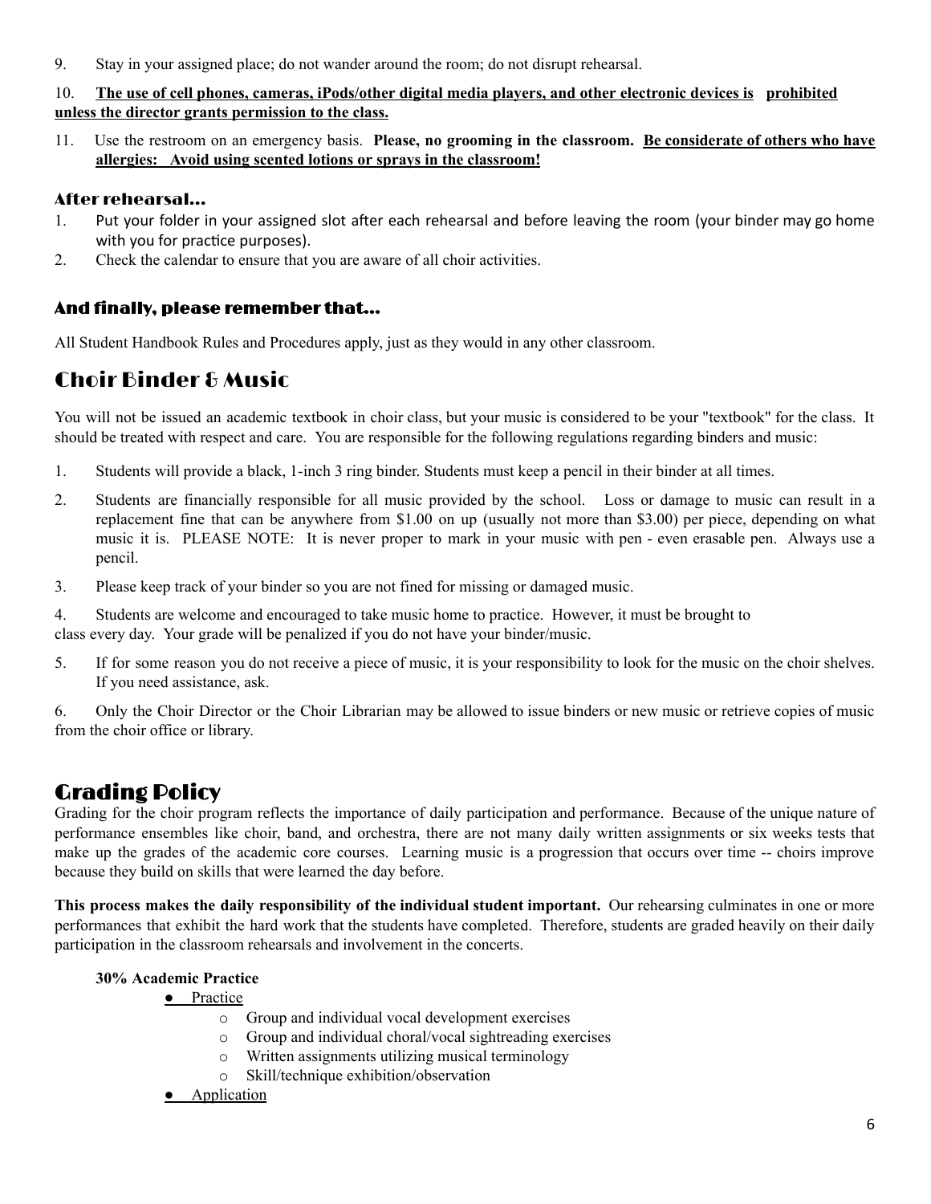9. Stay in your assigned place; do not wander around the room; do not disrupt rehearsal.

10. **The use of cell phones, cameras, iPods/other digital media players, and other electronic devices is prohibited unless the director grants permission to the class.**

11. Use the restroom on an emergency basis. **Please, no grooming in the classroom. Be considerate of others who have allergies: Avoid using scented lotions or sprays in the classroom!**

### After rehearsal…

1. Put your folder in your assigned slot after each rehearsal and before leaving the room (your binder may go home with you for practice purposes).
2. Check the calendar to ensure that you are aware of all choir activities.

### And finally, please remember that…

All Student Handbook Rules and Procedures apply, just as they would in any other classroom.

## Choir Binder & Music

You will not be issued an academic textbook in choir class, but your music is considered to be your "textbook" for the class. It should be treated with respect and care. You are responsible for the following regulations regarding binders and music:

1. Students will provide a black, 1-inch 3 ring binder. Students must keep a pencil in their binder at all times.
2. Students are financially responsible for all music provided by the school. Loss or damage to music can result in a replacement fine that can be anywhere from $1.00 on up (usually not more than $3.00) per piece, depending on what music it is. PLEASE NOTE: It is never proper to mark in your music with pen - even erasable pen. Always use a pencil.
3. Please keep track of your binder so you are not fined for missing or damaged music.
4. Students are welcome and encouraged to take music home to practice. However, it must be brought to class every day. Your grade will be penalized if you do not have your binder/music.
5. If for some reason you do not receive a piece of music, it is your responsibility to look for the music on the choir shelves. If you need assistance, ask.
6. Only the Choir Director or the Choir Librarian may be allowed to issue binders or new music or retrieve copies of music from the choir office or library.

## Grading Policy

Grading for the choir program reflects the importance of daily participation and performance. Because of the unique nature of performance ensembles like choir, band, and orchestra, there are not many daily written assignments or six weeks tests that make up the grades of the academic core courses. Learning music is a progression that occurs over time -- choirs improve because they build on skills that were learned the day before.

**This process makes the daily responsibility of the individual student important.** Our rehearsing culminates in one or more performances that exhibit the hard work that the students have completed. Therefore, students are graded heavily on their daily participation in the classroom rehearsals and involvement in the concerts.

**30% Academic Practice**

- Practice
  - Group and individual vocal development exercises
  - Group and individual choral/vocal sightreading exercises
  - Written assignments utilizing musical terminology
  - Skill/technique exhibition/observation
- Application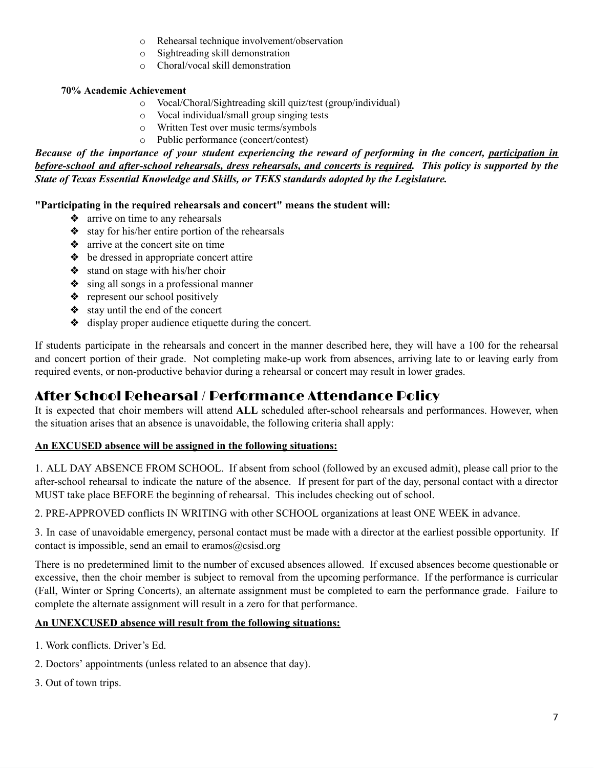- Rehearsal technique involvement/observation
- Sightreading skill demonstration
- Choral/vocal skill demonstration

**70% Academic Achievement**

- Vocal/Choral/Sightreading skill quiz/test (group/individual)
- Vocal individual/small group singing tests
- Written Test over music terms/symbols
- Public performance (concert/contest)

***Because of the importance of your student experiencing the reward of performing in the concert, <u>participation in before-school and after-school rehearsals, dress rehearsals, and concerts is required</u>. This policy is supported by the State of Texas Essential Knowledge and Skills, or TEKS standards adopted by the Legislature.***

**"Participating in the required rehearsals and concert" means the student will:**

- arrive on time to any rehearsals
- stay for his/her entire portion of the rehearsals
- arrive at the concert site on time
- be dressed in appropriate concert attire
- stand on stage with his/her choir
- sing all songs in a professional manner
- represent our school positively
- stay until the end of the concert
- display proper audience etiquette during the concert.

If students participate in the rehearsals and concert in the manner described here, they will have a 100 for the rehearsal and concert portion of their grade. Not completing make-up work from absences, arriving late to or leaving early from required events, or non-productive behavior during a rehearsal or concert may result in lower grades.

## After School Rehearsal / Performance Attendance Policy

It is expected that choir members will attend **ALL** scheduled after-school rehearsals and performances. However, when the situation arises that an absence is unavoidable, the following criteria shall apply:

**<u>An EXCUSED absence will be assigned in the following situations:</u>**

1. ALL DAY ABSENCE FROM SCHOOL. If absent from school (followed by an excused admit), please call prior to the after-school rehearsal to indicate the nature of the absence. If present for part of the day, personal contact with a director MUST take place BEFORE the beginning of rehearsal. This includes checking out of school.

2. PRE-APPROVED conflicts IN WRITING with other SCHOOL organizations at least ONE WEEK in advance.

3. In case of unavoidable emergency, personal contact must be made with a director at the earliest possible opportunity. If contact is impossible, send an email to eramos@csisd.org

There is no predetermined limit to the number of excused absences allowed. If excused absences become questionable or excessive, then the choir member is subject to removal from the upcoming performance. If the performance is curricular (Fall, Winter or Spring Concerts), an alternate assignment must be completed to earn the performance grade. Failure to complete the alternate assignment will result in a zero for that performance.

**<u>An UNEXCUSED absence will result from the following situations:</u>**

1. Work conflicts. Driver's Ed.

2. Doctors' appointments (unless related to an absence that day).

3. Out of town trips.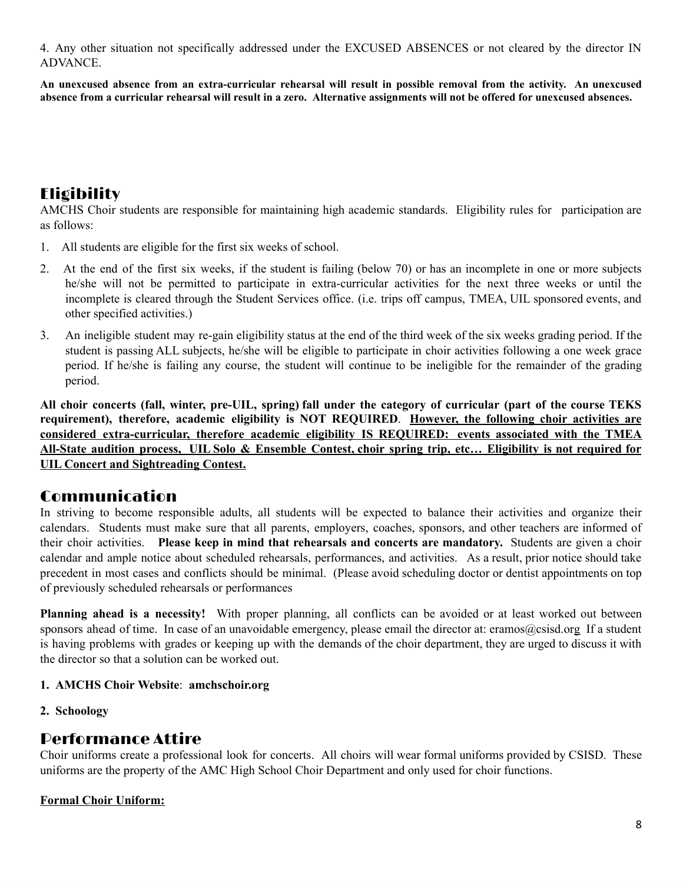4. Any other situation not specifically addressed under the EXCUSED ABSENCES or not cleared by the director IN ADVANCE.

**An unexcused absence from an extra-curricular rehearsal will result in possible removal from the activity. An unexcused absence from a curricular rehearsal will result in a zero. Alternative assignments will not be offered for unexcused absences.**

## Eligibility

AMCHS Choir students are responsible for maintaining high academic standards. Eligibility rules for participation are as follows:

1. All students are eligible for the first six weeks of school.
2. At the end of the first six weeks, if the student is failing (below 70) or has an incomplete in one or more subjects he/she will not be permitted to participate in extra-curricular activities for the next three weeks or until the incomplete is cleared through the Student Services office. (i.e. trips off campus, TMEA, UIL sponsored events, and other specified activities.)
3. An ineligible student may re-gain eligibility status at the end of the third week of the six weeks grading period. If the student is passing ALL subjects, he/she will be eligible to participate in choir activities following a one week grace period. If he/she is failing any course, the student will continue to be ineligible for the remainder of the grading period.

**All choir concerts (fall, winter, pre-UIL, spring) fall under the category of curricular (part of the course TEKS requirement), therefore, academic eligibility is NOT REQUIRED. <u>However, the following choir activities are considered extra-curricular, therefore academic eligibility IS REQUIRED: events associated with the TMEA All-State audition process, UIL Solo & Ensemble Contest, choir spring trip, etc… Eligibility is not required for UIL Concert and Sightreading Contest.</u>**

## Communication

In striving to become responsible adults, all students will be expected to balance their activities and organize their calendars. Students must make sure that all parents, employers, coaches, sponsors, and other teachers are informed of their choir activities. **Please keep in mind that rehearsals and concerts are mandatory.** Students are given a choir calendar and ample notice about scheduled rehearsals, performances, and activities. As a result, prior notice should take precedent in most cases and conflicts should be minimal. (Please avoid scheduling doctor or dentist appointments on top of previously scheduled rehearsals or performances

**Planning ahead is a necessity!** With proper planning, all conflicts can be avoided or at least worked out between sponsors ahead of time. In case of an unavoidable emergency, please email the director at: eramos@csisd.org If a student is having problems with grades or keeping up with the demands of the choir department, they are urged to discuss it with the director so that a solution can be worked out.

1. **AMCHS Choir Website**: **amchschoir.org**
2. **Schoology**

## Performance Attire

Choir uniforms create a professional look for concerts. All choirs will wear formal uniforms provided by CSISD. These uniforms are the property of the AMC High School Choir Department and only used for choir functions.

**<u>Formal Choir Uniform:</u>**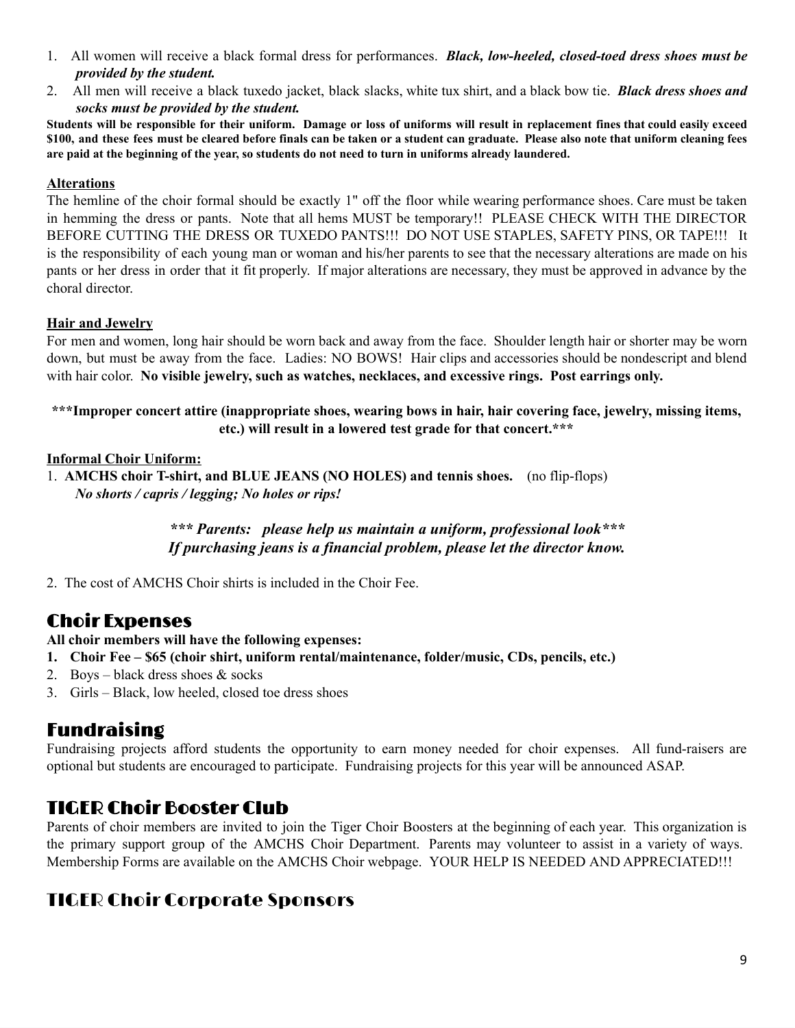1. All women will receive a black formal dress for performances. ***Black, low-heeled, closed-toed dress shoes must be provided by the student.***
2. All men will receive a black tuxedo jacket, black slacks, white tux shirt, and a black bow tie. ***Black dress shoes and socks must be provided by the student.***

**Students will be responsible for their uniform. Damage or loss of uniforms will result in replacement fines that could easily exceed $100, and these fees must be cleared before finals can be taken or a student can graduate. Please also note that uniform cleaning fees are paid at the beginning of the year, so students do not need to turn in uniforms already laundered.**

**Alterations**

The hemline of the choir formal should be exactly 1" off the floor while wearing performance shoes. Care must be taken in hemming the dress or pants. Note that all hems MUST be temporary!! PLEASE CHECK WITH THE DIRECTOR BEFORE CUTTING THE DRESS OR TUXEDO PANTS!!! DO NOT USE STAPLES, SAFETY PINS, OR TAPE!!! It is the responsibility of each young man or woman and his/her parents to see that the necessary alterations are made on his pants or her dress in order that it fit properly. If major alterations are necessary, they must be approved in advance by the choral director.

**Hair and Jewelry**

For men and women, long hair should be worn back and away from the face. Shoulder length hair or shorter may be worn down, but must be away from the face. Ladies: NO BOWS! Hair clips and accessories should be nondescript and blend with hair color. **No visible jewelry, such as watches, necklaces, and excessive rings. Post earrings only.**

**\*\*\*Improper concert attire (inappropriate shoes, wearing bows in hair, hair covering face, jewelry, missing items, etc.) will result in a lowered test grade for that concert.\*\*\***

**Informal Choir Uniform:**

1. **AMCHS choir T-shirt, and BLUE JEANS (NO HOLES) and tennis shoes.** (no flip-flops)
   ***No shorts / capris / legging; No holes or rips!***

***\*\*\* Parents: please help us maintain a uniform, professional look\*\*\****
***If purchasing jeans is a financial problem, please let the director know.***

2. The cost of AMCHS Choir shirts is included in the Choir Fee.

## Choir Expenses

**All choir members will have the following expenses:**

1. **Choir Fee – $65 (choir shirt, uniform rental/maintenance, folder/music, CDs, pencils, etc.)**
2. Boys – black dress shoes & socks
3. Girls – Black, low heeled, closed toe dress shoes

## Fundraising

Fundraising projects afford students the opportunity to earn money needed for choir expenses. All fund-raisers are optional but students are encouraged to participate. Fundraising projects for this year will be announced ASAP.

## TIGER Choir Booster Club

Parents of choir members are invited to join the Tiger Choir Boosters at the beginning of each year. This organization is the primary support group of the AMCHS Choir Department. Parents may volunteer to assist in a variety of ways. Membership Forms are available on the AMCHS Choir webpage. YOUR HELP IS NEEDED AND APPRECIATED!!!

## TIGER Choir Corporate Sponsors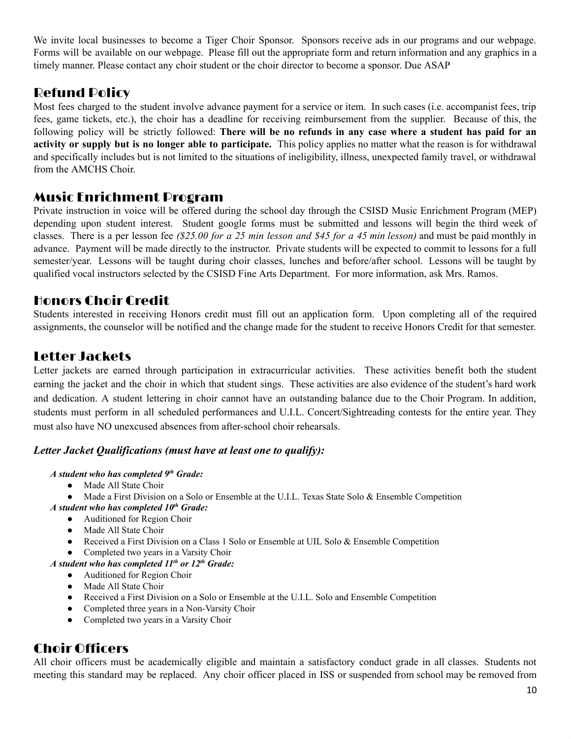We invite local businesses to become a Tiger Choir Sponsor. Sponsors receive ads in our programs and our webpage. Forms will be available on our webpage. Please fill out the appropriate form and return information and any graphics in a timely manner. Please contact any choir student or the choir director to become a sponsor. Due ASAP

## Refund Policy

Most fees charged to the student involve advance payment for a service or item. In such cases (i.e. accompanist fees, trip fees, game tickets, etc.), the choir has a deadline for receiving reimbursement from the supplier. Because of this, the following policy will be strictly followed: **There will be no refunds in any case where a student has paid for an activity or supply but is no longer able to participate.** This policy applies no matter what the reason is for withdrawal and specifically includes but is not limited to the situations of ineligibility, illness, unexpected family travel, or withdrawal from the AMCHS Choir.

## Music Enrichment Program

Private instruction in voice will be offered during the school day through the CSISD Music Enrichment Program (MEP) depending upon student interest. Student google forms must be submitted and lessons will begin the third week of classes. There is a per lesson fee *($25.00 for a 25 min lesson and $45 for a 45 min lesson)* and must be paid monthly in advance. Payment will be made directly to the instructor. Private students will be expected to commit to lessons for a full semester/year. Lessons will be taught during choir classes, lunches and before/after school. Lessons will be taught by qualified vocal instructors selected by the CSISD Fine Arts Department. For more information, ask Mrs. Ramos.

## Honors Choir Credit

Students interested in receiving Honors credit must fill out an application form. Upon completing all of the required assignments, the counselor will be notified and the change made for the student to receive Honors Credit for that semester.

## Letter Jackets

Letter jackets are earned through participation in extracurricular activities. These activities benefit both the student earning the jacket and the choir in which that student sings. These activities are also evidence of the student's hard work and dedication. A student lettering in choir cannot have an outstanding balance due to the Choir Program. In addition, students must perform in all scheduled performances and U.I.L. Concert/Sightreading contests for the entire year. They must also have NO unexcused absences from after-school choir rehearsals.

***Letter Jacket Qualifications (must have at least one to qualify):***

***A student who has completed 9th Grade:***
- Made All State Choir
- Made a First Division on a Solo or Ensemble at the U.I.L. Texas State Solo & Ensemble Competition

***A student who has completed 10th Grade:***
- Auditioned for Region Choir
- Made All State Choir
- Received a First Division on a Class 1 Solo or Ensemble at UIL Solo & Ensemble Competition
- Completed two years in a Varsity Choir

***A student who has completed 11th or 12th Grade:***
- Auditioned for Region Choir
- Made All State Choir
- Received a First Division on a Solo or Ensemble at the U.I.L. Solo and Ensemble Competition
- Completed three years in a Non-Varsity Choir
- Completed two years in a Varsity Choir

## Choir Officers

All choir officers must be academically eligible and maintain a satisfactory conduct grade in all classes. Students not meeting this standard may be replaced. Any choir officer placed in ISS or suspended from school may be removed from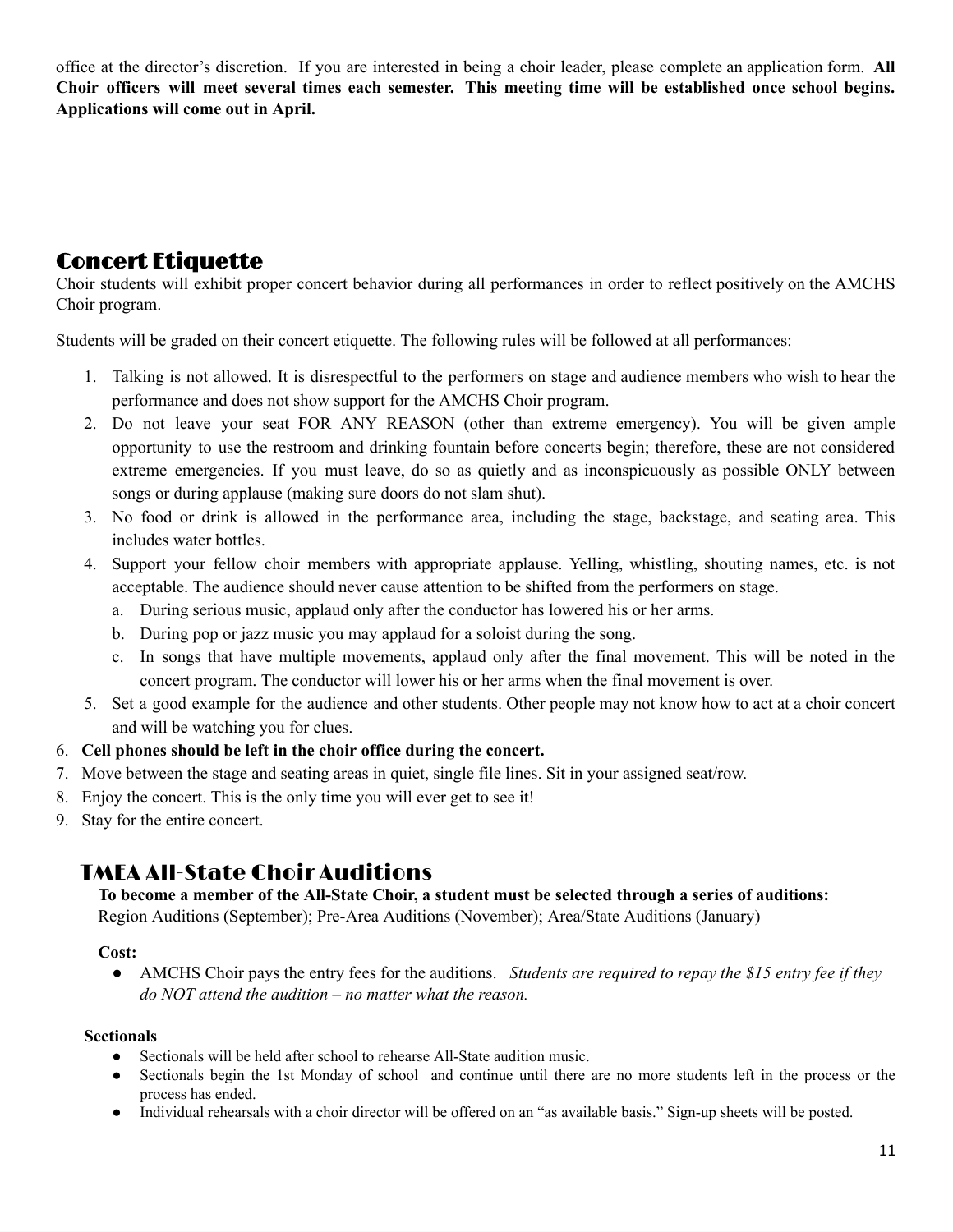office at the director's discretion. If you are interested in being a choir leader, please complete an application form. **All Choir officers will meet several times each semester. This meeting time will be established once school begins. Applications will come out in April.**

## Concert Etiquette

Choir students will exhibit proper concert behavior during all performances in order to reflect positively on the AMCHS Choir program.

Students will be graded on their concert etiquette. The following rules will be followed at all performances:

1. Talking is not allowed. It is disrespectful to the performers on stage and audience members who wish to hear the performance and does not show support for the AMCHS Choir program.
2. Do not leave your seat FOR ANY REASON (other than extreme emergency). You will be given ample opportunity to use the restroom and drinking fountain before concerts begin; therefore, these are not considered extreme emergencies. If you must leave, do so as quietly and as inconspicuously as possible ONLY between songs or during applause (making sure doors do not slam shut).
3. No food or drink is allowed in the performance area, including the stage, backstage, and seating area. This includes water bottles.
4. Support your fellow choir members with appropriate applause. Yelling, whistling, shouting names, etc. is not acceptable. The audience should never cause attention to be shifted from the performers on stage.
   a. During serious music, applaud only after the conductor has lowered his or her arms.
   b. During pop or jazz music you may applaud for a soloist during the song.
   c. In songs that have multiple movements, applaud only after the final movement. This will be noted in the concert program. The conductor will lower his or her arms when the final movement is over.
5. Set a good example for the audience and other students. Other people may not know how to act at a choir concert and will be watching you for clues.
6. **Cell phones should be left in the choir office during the concert.**
7. Move between the stage and seating areas in quiet, single file lines. Sit in your assigned seat/row.
8. Enjoy the concert. This is the only time you will ever get to see it!
9. Stay for the entire concert.

## TMEA All-State Choir Auditions

**To become a member of the All-State Choir, a student must be selected through a series of auditions:**
Region Auditions (September); Pre-Area Auditions (November); Area/State Auditions (January)

**Cost:**

- AMCHS Choir pays the entry fees for the auditions. *Students are required to repay the $15 entry fee if they do NOT attend the audition – no matter what the reason.*

**Sectionals**

- Sectionals will be held after school to rehearse All-State audition music.
- Sectionals begin the 1st Monday of school and continue until there are no more students left in the process or the process has ended.
- Individual rehearsals with a choir director will be offered on an "as available basis." Sign-up sheets will be posted.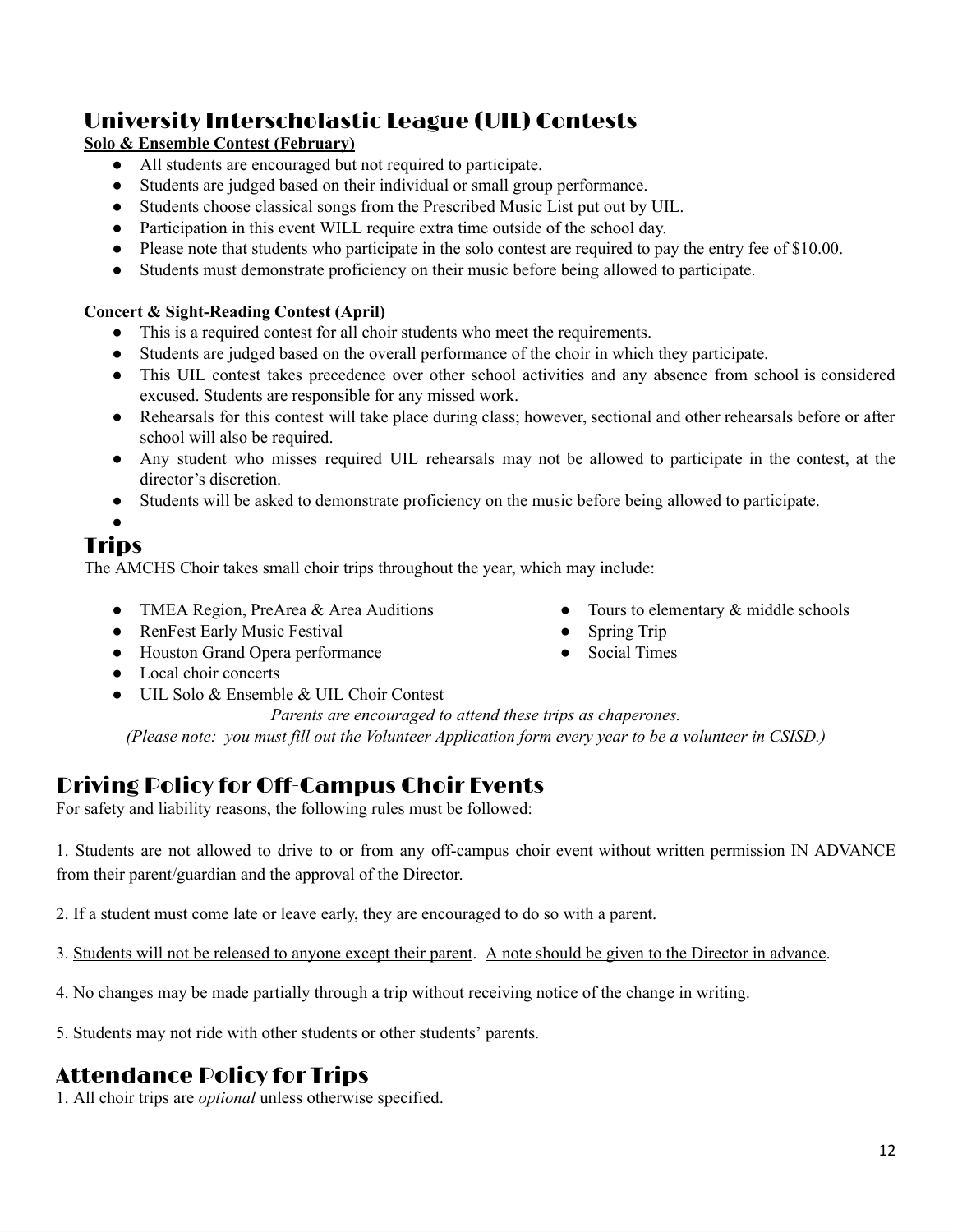## University Interscholastic League (UIL) Contests

**Solo & Ensemble Contest (February)**

- All students are encouraged but not required to participate.
- Students are judged based on their individual or small group performance.
- Students choose classical songs from the Prescribed Music List put out by UIL.
- Participation in this event WILL require extra time outside of the school day.
- Please note that students who participate in the solo contest are required to pay the entry fee of $10.00.
- Students must demonstrate proficiency on their music before being allowed to participate.

**Concert & Sight-Reading Contest (April)**

- This is a required contest for all choir students who meet the requirements.
- Students are judged based on the overall performance of the choir in which they participate.
- This UIL contest takes precedence over other school activities and any absence from school is considered excused. Students are responsible for any missed work.
- Rehearsals for this contest will take place during class; however, sectional and other rehearsals before or after school will also be required.
- Any student who misses required UIL rehearsals may not be allowed to participate in the contest, at the director's discretion.
- Students will be asked to demonstrate proficiency on the music before being allowed to participate.

## Trips

The AMCHS Choir takes small choir trips throughout the year, which may include:

- TMEA Region, PreArea & Area Auditions
- RenFest Early Music Festival
- Houston Grand Opera performance
- Local choir concerts
- UIL Solo & Ensemble & UIL Choir Contest
- Tours to elementary & middle schools
- Spring Trip
- Social Times

*Parents are encouraged to attend these trips as chaperones.*

*(Please note: you must fill out the Volunteer Application form every year to be a volunteer in CSISD.)*

## Driving Policy for Off-Campus Choir Events

For safety and liability reasons, the following rules must be followed:

1. Students are not allowed to drive to or from any off-campus choir event without written permission IN ADVANCE from their parent/guardian and the approval of the Director.

2. If a student must come late or leave early, they are encouraged to do so with a parent.

3. Students will not be released to anyone except their parent. A note should be given to the Director in advance.

4. No changes may be made partially through a trip without receiving notice of the change in writing.

5. Students may not ride with other students or other students' parents.

## Attendance Policy for Trips

1. All choir trips are *optional* unless otherwise specified.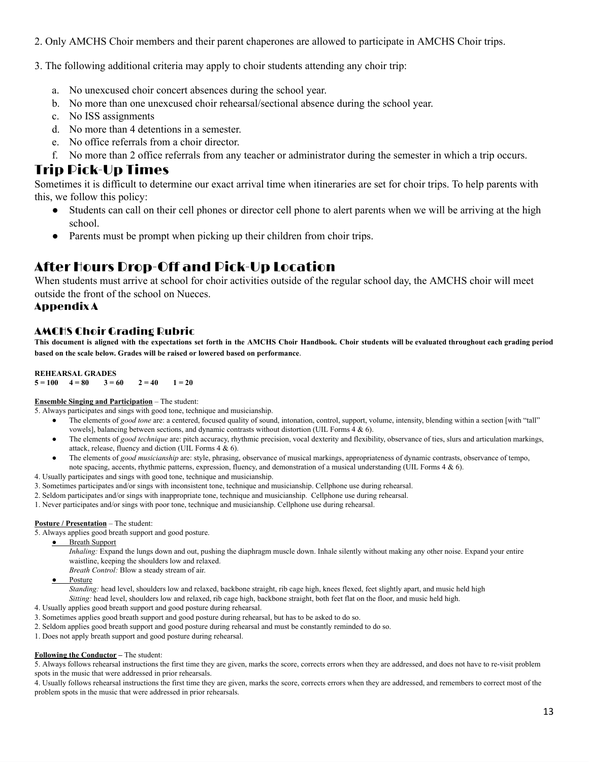2. Only AMCHS Choir members and their parent chaperones are allowed to participate in AMCHS Choir trips.

3. The following additional criteria may apply to choir students attending any choir trip:

   a. No unexcused choir concert absences during the school year.
   b. No more than one unexcused choir rehearsal/sectional absence during the school year.
   c. No ISS assignments
   d. No more than 4 detentions in a semester.
   e. No office referrals from a choir director.
   f. No more than 2 office referrals from any teacher or administrator during the semester in which a trip occurs.

## Trip Pick-Up Times

Sometimes it is difficult to determine our exact arrival time when itineraries are set for choir trips. To help parents with this, we follow this policy:

- Students can call on their cell phones or director cell phone to alert parents when we will be arriving at the high school.
- Parents must be prompt when picking up their children from choir trips.

## After Hours Drop-Off and Pick-Up Location

When students must arrive at school for choir activities outside of the regular school day, the AMCHS choir will meet outside the front of the school on Nueces.

### Appendix A

### AMCHS Choir Grading Rubric

**This document is aligned with the expectations set forth in the AMCHS Choir Handbook. Choir students will be evaluated throughout each grading period based on the scale below. Grades will be raised or lowered based on performance**.

**REHEARSAL GRADES**
**5 = 100 4 = 80 3 = 60 2 = 40 1 = 20**

**Ensemble Singing and Participation** – The student:

5. Always participates and sings with good tone, technique and musicianship.
   - The elements of *good tone* are: a centered, focused quality of sound, intonation, control, support, volume, intensity, blending within a section [with "tall" vowels], balancing between sections, and dynamic contrasts without distortion (UIL Forms 4 & 6).
   - The elements of *good technique* are: pitch accuracy, rhythmic precision, vocal dexterity and flexibility, observance of ties, slurs and articulation markings, attack, release, fluency and diction (UIL Forms 4 & 6).
   - The elements of *good musicianship* are: style, phrasing, observance of musical markings, appropriateness of dynamic contrasts, observance of tempo, note spacing, accents, rhythmic patterns, expression, fluency, and demonstration of a musical understanding (UIL Forms 4 & 6).

4. Usually participates and sings with good tone, technique and musicianship.
3. Sometimes participates and/or sings with inconsistent tone, technique and musicianship. Cellphone use during rehearsal.
2. Seldom participates and/or sings with inappropriate tone, technique and musicianship. Cellphone use during rehearsal.
1. Never participates and/or sings with poor tone, technique and musicianship. Cellphone use during rehearsal.

**Posture / Presentation** – The student:

5. Always applies good breath support and good posture.
   - Breath Support
     *Inhaling:* Expand the lungs down and out, pushing the diaphragm muscle down. Inhale silently without making any other noise. Expand your entire waistline, keeping the shoulders low and relaxed.
     *Breath Control:* Blow a steady stream of air.
   - Posture
     *Standing:* head level, shoulders low and relaxed, backbone straight, rib cage high, knees flexed, feet slightly apart, and music held high
     *Sitting:* head level, shoulders low and relaxed, rib cage high, backbone straight, both feet flat on the floor, and music held high.

4. Usually applies good breath support and good posture during rehearsal.
3. Sometimes applies good breath support and good posture during rehearsal, but has to be asked to do so.
2. Seldom applies good breath support and good posture during rehearsal and must be constantly reminded to do so.
1. Does not apply breath support and good posture during rehearsal.

**Following the Conductor** – The student:

5. Always follows rehearsal instructions the first time they are given, marks the score, corrects errors when they are addressed, and does not have to re-visit problem spots in the music that were addressed in prior rehearsals.
4. Usually follows rehearsal instructions the first time they are given, marks the score, corrects errors when they are addressed, and remembers to correct most of the problem spots in the music that were addressed in prior rehearsals.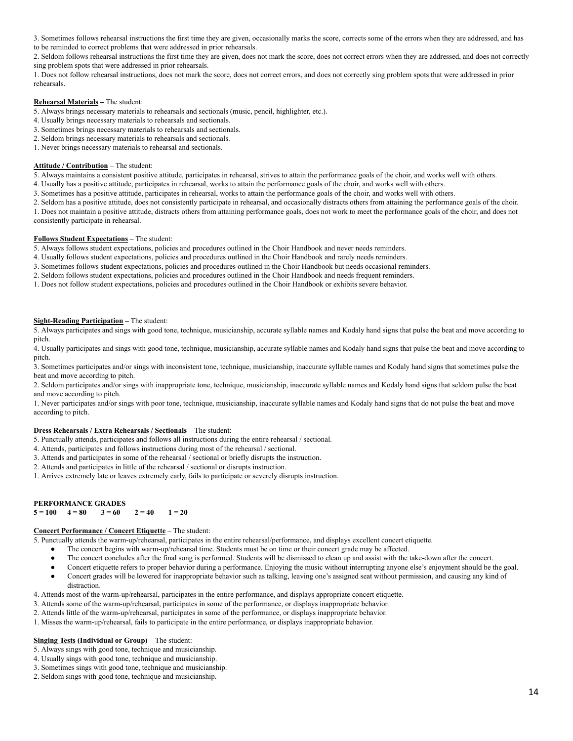3. Sometimes follows rehearsal instructions the first time they are given, occasionally marks the score, corrects some of the errors when they are addressed, and has to be reminded to correct problems that were addressed in prior rehearsals.
2. Seldom follows rehearsal instructions the first time they are given, does not mark the score, does not correct errors when they are addressed, and does not correctly sing problem spots that were addressed in prior rehearsals.
1. Does not follow rehearsal instructions, does not mark the score, does not correct errors, and does not correctly sing problem spots that were addressed in prior rehearsals.

**Rehearsal Materials** – The student:
5. Always brings necessary materials to rehearsals and sectionals (music, pencil, highlighter, etc.).
4. Usually brings necessary materials to rehearsals and sectionals.
3. Sometimes brings necessary materials to rehearsals and sectionals.
2. Seldom brings necessary materials to rehearsals and sectionals.
1. Never brings necessary materials to rehearsal and sectionals.

**Attitude / Contribution** – The student:
5. Always maintains a consistent positive attitude, participates in rehearsal, strives to attain the performance goals of the choir, and works well with others.
4. Usually has a positive attitude, participates in rehearsal, works to attain the performance goals of the choir, and works well with others.
3. Sometimes has a positive attitude, participates in rehearsal, works to attain the performance goals of the choir, and works well with others.
2. Seldom has a positive attitude, does not consistently participate in rehearsal, and occasionally distracts others from attaining the performance goals of the choir.
1. Does not maintain a positive attitude, distracts others from attaining performance goals, does not work to meet the performance goals of the choir, and does not consistently participate in rehearsal.

**Follows Student Expectations** – The student:
5. Always follows student expectations, policies and procedures outlined in the Choir Handbook and never needs reminders.
4. Usually follows student expectations, policies and procedures outlined in the Choir Handbook and rarely needs reminders.
3. Sometimes follows student expectations, policies and procedures outlined in the Choir Handbook but needs occasional reminders.
2. Seldom follows student expectations, policies and procedures outlined in the Choir Handbook and needs frequent reminders.
1. Does not follow student expectations, policies and procedures outlined in the Choir Handbook or exhibits severe behavior.

**Sight-Reading Participation** – The student:
5. Always participates and sings with good tone, technique, musicianship, accurate syllable names and Kodaly hand signs that pulse the beat and move according to pitch.
4. Usually participates and sings with good tone, technique, musicianship, accurate syllable names and Kodaly hand signs that pulse the beat and move according to pitch.
3. Sometimes participates and/or sings with inconsistent tone, technique, musicianship, inaccurate syllable names and Kodaly hand signs that sometimes pulse the beat and move according to pitch.
2. Seldom participates and/or sings with inappropriate tone, technique, musicianship, inaccurate syllable names and Kodaly hand signs that seldom pulse the beat and move according to pitch.
1. Never participates and/or sings with poor tone, technique, musicianship, inaccurate syllable names and Kodaly hand signs that do not pulse the beat and move according to pitch.

**Dress Rehearsals / Extra Rehearsals / Sectionals** – The student:
5. Punctually attends, participates and follows all instructions during the entire rehearsal / sectional.
4. Attends, participates and follows instructions during most of the rehearsal / sectional.
3. Attends and participates in some of the rehearsal / sectional or briefly disrupts the instruction.
2. Attends and participates in little of the rehearsal / sectional or disrupts instruction.
1. Arrives extremely late or leaves extremely early, fails to participate or severely disrupts instruction.

**PERFORMANCE GRADES**
**5 = 100  4 = 80  3 = 60  2 = 40  1 = 20**

**Concert Performance / Concert Etiquette** – The student:
5. Punctually attends the warm-up/rehearsal, participates in the entire rehearsal/performance, and displays excellent concert etiquette.
   - The concert begins with warm-up/rehearsal time. Students must be on time or their concert grade may be affected.
   - The concert concludes after the final song is performed. Students will be dismissed to clean up and assist with the take-down after the concert.
   - Concert etiquette refers to proper behavior during a performance. Enjoying the music without interrupting anyone else's enjoyment should be the goal.
   - Concert grades will be lowered for inappropriate behavior such as talking, leaving one's assigned seat without permission, and causing any kind of distraction.
4. Attends most of the warm-up/rehearsal, participates in the entire performance, and displays appropriate concert etiquette.
3. Attends some of the warm-up/rehearsal, participates in some of the performance, or displays inappropriate behavior.
2. Attends little of the warm-up/rehearsal, participates in some of the performance, or displays inappropriate behavior.
1. Misses the warm-up/rehearsal, fails to participate in the entire performance, or displays inappropriate behavior.

**Singing Tests (Individual or Group)** – The student:
5. Always sings with good tone, technique and musicianship.
4. Usually sings with good tone, technique and musicianship.
3. Sometimes sings with good tone, technique and musicianship.
2. Seldom sings with good tone, technique and musicianship.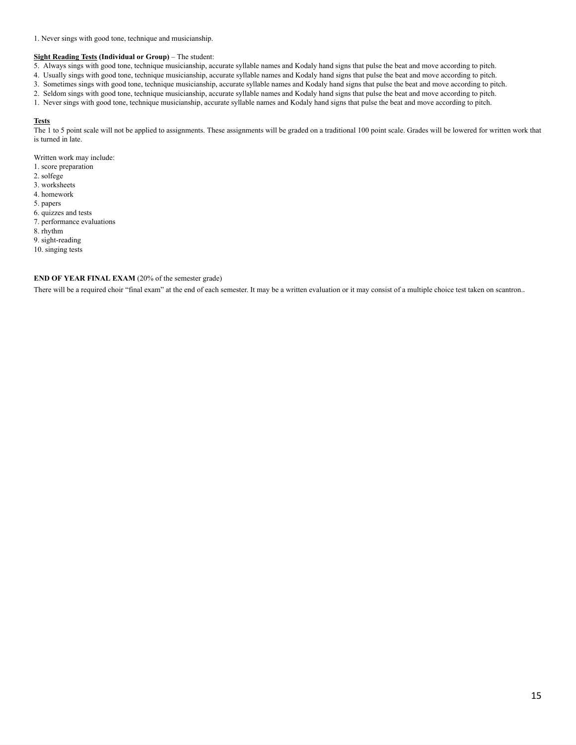1. Never sings with good tone, technique and musicianship.

**Sight Reading Tests (Individual or Group)** – The student:

5. Always sings with good tone, technique musicianship, accurate syllable names and Kodaly hand signs that pulse the beat and move according to pitch.
4. Usually sings with good tone, technique musicianship, accurate syllable names and Kodaly hand signs that pulse the beat and move according to pitch.
3. Sometimes sings with good tone, technique musicianship, accurate syllable names and Kodaly hand signs that pulse the beat and move according to pitch.
2. Seldom sings with good tone, technique musicianship, accurate syllable names and Kodaly hand signs that pulse the beat and move according to pitch.
1. Never sings with good tone, technique musicianship, accurate syllable names and Kodaly hand signs that pulse the beat and move according to pitch.

**Tests**

The 1 to 5 point scale will not be applied to assignments. These assignments will be graded on a traditional 100 point scale. Grades will be lowered for written work that is turned in late.

Written work may include:

1. score preparation
2. solfege
3. worksheets
4. homework
5. papers
6. quizzes and tests
7. performance evaluations
8. rhythm
9. sight-reading
10. singing tests

**END OF YEAR FINAL EXAM** (20% of the semester grade)

There will be a required choir "final exam" at the end of each semester. It may be a written evaluation or it may consist of a multiple choice test taken on scantron..